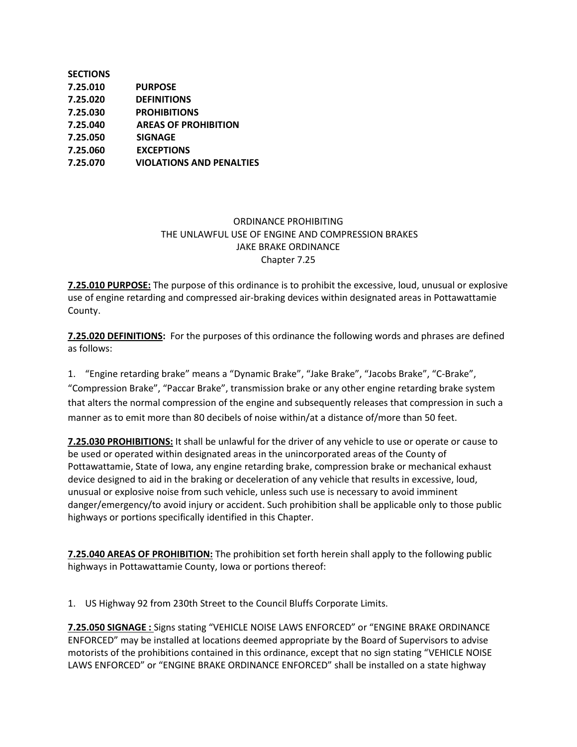**SECTIONS**

**7.25.010 PURPOSE**
**7.25.020 DEFINITIONS**
**7.25.030 PROHIBITIONS**
**7.25.040 AREAS OF PROHIBITION**
**7.25.050 SIGNAGE**
**7.25.060 EXCEPTIONS**
**7.25.070 VIOLATIONS AND PENALTIES**

ORDINANCE PROHIBITING
THE UNLAWFUL USE OF ENGINE AND COMPRESSION BRAKES
JAKE BRAKE ORDINANCE
Chapter 7.25

**7.25.010 PURPOSE:** The purpose of this ordinance is to prohibit the excessive, loud, unusual or explosive use of engine retarding and compressed air-braking devices within designated areas in Pottawattamie County.

**7.25.020 DEFINITIONS:** For the purposes of this ordinance the following words and phrases are defined as follows:

1. "Engine retarding brake" means a "Dynamic Brake", "Jake Brake", "Jacobs Brake", "C-Brake", "Compression Brake", "Paccar Brake", transmission brake or any other engine retarding brake system that alters the normal compression of the engine and subsequently releases that compression in such a manner as to emit more than 80 decibels of noise within/at a distance of/more than 50 feet.

**7.25.030 PROHIBITIONS:** It shall be unlawful for the driver of any vehicle to use or operate or cause to be used or operated within designated areas in the unincorporated areas of the County of Pottawattamie, State of Iowa, any engine retarding brake, compression brake or mechanical exhaust device designed to aid in the braking or deceleration of any vehicle that results in excessive, loud, unusual or explosive noise from such vehicle, unless such use is necessary to avoid imminent danger/emergency/to avoid injury or accident. Such prohibition shall be applicable only to those public highways or portions specifically identified in this Chapter.

**7.25.040 AREAS OF PROHIBITION:** The prohibition set forth herein shall apply to the following public highways in Pottawattamie County, Iowa or portions thereof:

1. US Highway 92 from 230th Street to the Council Bluffs Corporate Limits.

**7.25.050 SIGNAGE :** Signs stating "VEHICLE NOISE LAWS ENFORCED" or "ENGINE BRAKE ORDINANCE ENFORCED" may be installed at locations deemed appropriate by the Board of Supervisors to advise motorists of the prohibitions contained in this ordinance, except that no sign stating "VEHICLE NOISE LAWS ENFORCED" or "ENGINE BRAKE ORDINANCE ENFORCED" shall be installed on a state highway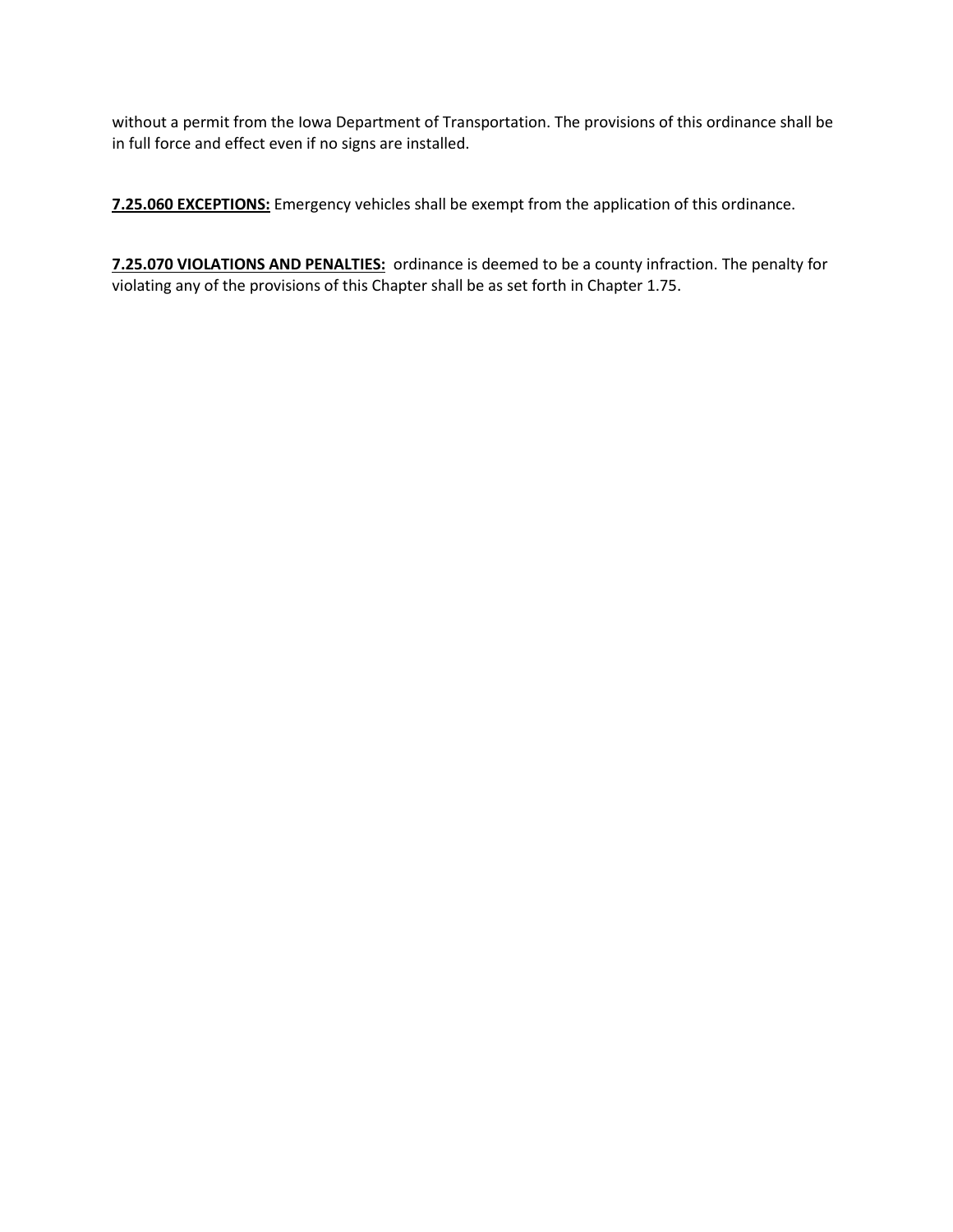without a permit from the Iowa Department of Transportation. The provisions of this ordinance shall be in full force and effect even if no signs are installed.

**7.25.060 EXCEPTIONS:** Emergency vehicles shall be exempt from the application of this ordinance.

**7.25.070 VIOLATIONS AND PENALTIES:** ordinance is deemed to be a county infraction. The penalty for violating any of the provisions of this Chapter shall be as set forth in Chapter 1.75.